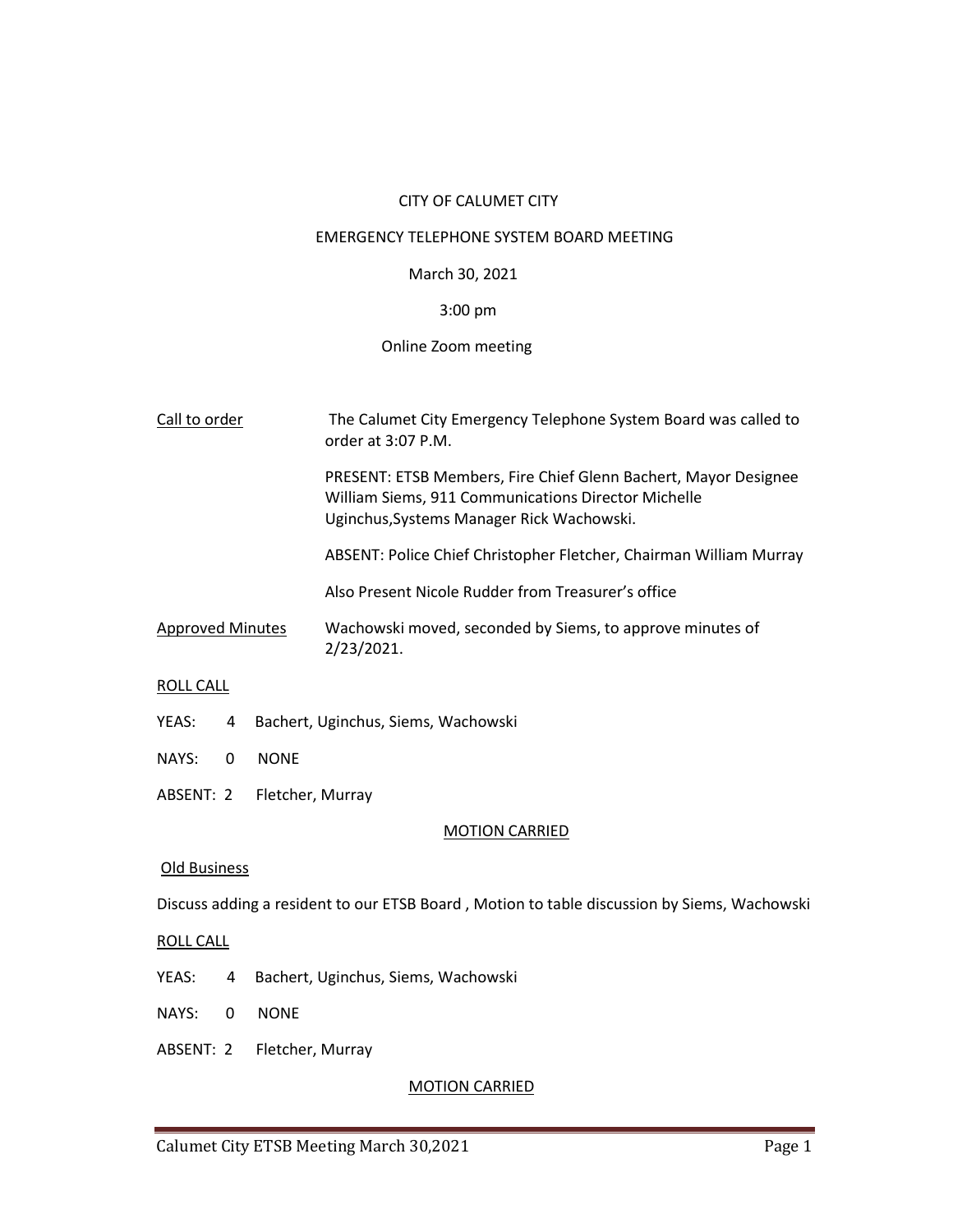CITY OF CALUMET CITY

EMERGENCY TELEPHONE SYSTEM BOARD MEETING

March 30, 2021

3:00 pm

Online Zoom meeting

<u>Call to order</u>

The Calumet City Emergency Telephone System Board was called to order at 3:07 P.M.

PRESENT: ETSB Members, Fire Chief Glenn Bachert, Mayor Designee William Siems, 911 Communications Director Michelle Uginchus,Systems Manager Rick Wachowski.

ABSENT: Police Chief Christopher Fletcher, Chairman William Murray

Also Present Nicole Rudder from Treasurer's office

<u>Approved Minutes</u>

Wachowski moved, seconded by Siems, to approve minutes of 2/23/2021.

<u>ROLL CALL</u>

YEAS: 4 Bachert, Uginchus, Siems, Wachowski

NAYS: 0 NONE

ABSENT: 2 Fletcher, Murray

<u>MOTION CARRIED</u>

<u>Old Business</u>

Discuss adding a resident to our ETSB Board , Motion to table discussion by Siems, Wachowski

<u>ROLL CALL</u>

YEAS: 4 Bachert, Uginchus, Siems, Wachowski

NAYS: 0 NONE

ABSENT: 2 Fletcher, Murray

<u>MOTION CARRIED</u>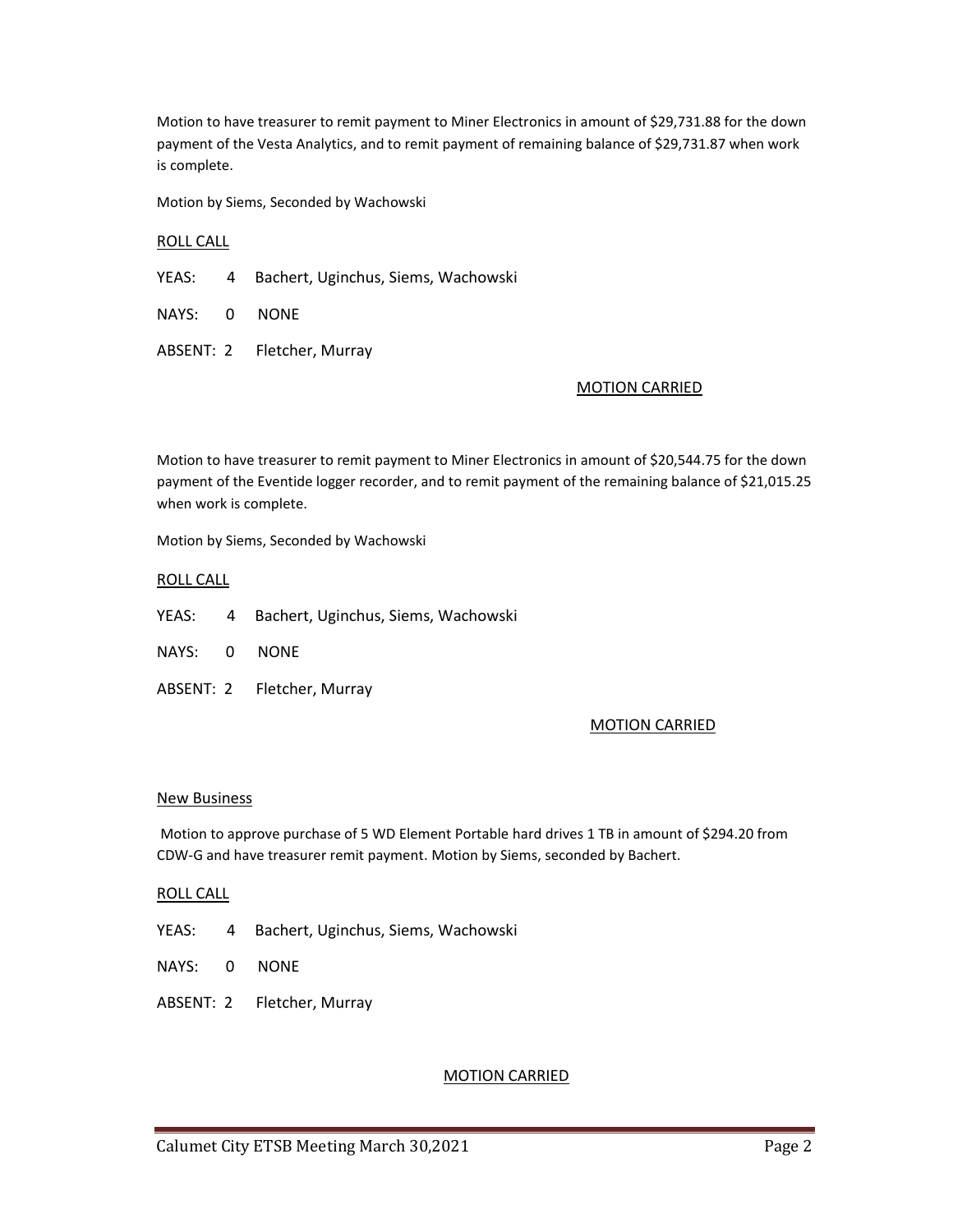Motion to have treasurer to remit payment to Miner Electronics in amount of $29,731.88 for the down payment of the Vesta Analytics, and to remit payment of remaining balance of $29,731.87 when work is complete.

Motion by Siems, Seconded by Wachowski

ROLL CALL

YEAS: 4 Bachert, Uginchus, Siems, Wachowski

NAYS: 0 NONE

ABSENT: 2 Fletcher, Murray

MOTION CARRIED

Motion to have treasurer to remit payment to Miner Electronics in amount of $20,544.75 for the down payment of the Eventide logger recorder, and to remit payment of the remaining balance of $21,015.25 when work is complete.

Motion by Siems, Seconded by Wachowski

ROLL CALL

YEAS: 4 Bachert, Uginchus, Siems, Wachowski

NAYS: 0 NONE

ABSENT: 2 Fletcher, Murray

MOTION CARRIED

New Business

Motion to approve purchase of 5 WD Element Portable hard drives 1 TB in amount of $294.20 from CDW-G and have treasurer remit payment. Motion by Siems, seconded by Bachert.

ROLL CALL

YEAS: 4 Bachert, Uginchus, Siems, Wachowski

NAYS: 0 NONE

ABSENT: 2 Fletcher, Murray

MOTION CARRIED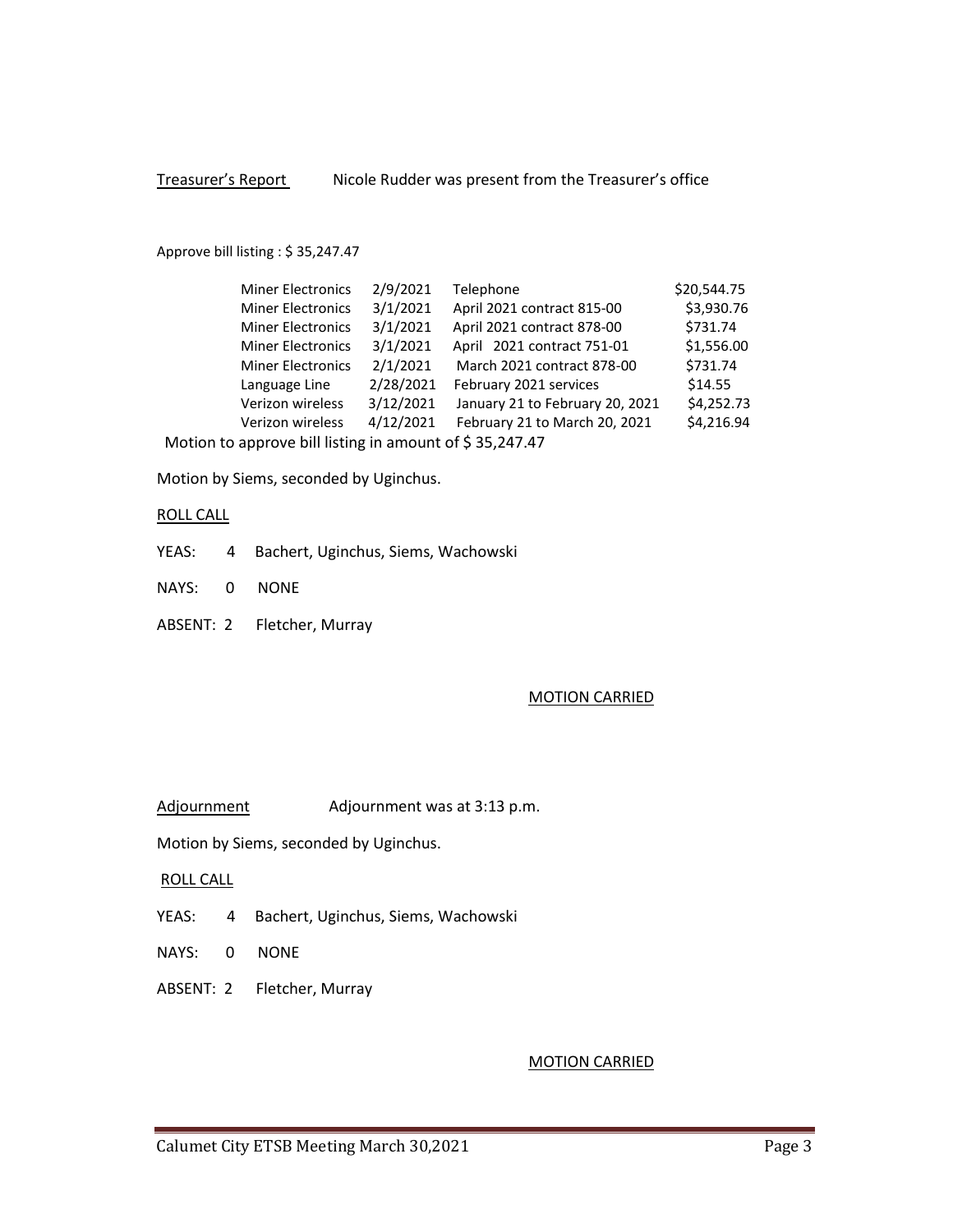Treasurer's Report Nicole Rudder was present from the Treasurer's office

Approve bill listing : $ 35,247.47

| | | | |
|---|---|---|---|
| Miner Electronics | 2/9/2021 | Telephone | $20,544.75 |
| Miner Electronics | 3/1/2021 | April 2021 contract 815-00 | $3,930.76 |
| Miner Electronics | 3/1/2021 | April 2021 contract 878-00 | $731.74 |
| Miner Electronics | 3/1/2021 | April 2021 contract 751-01 | $1,556.00 |
| Miner Electronics | 2/1/2021 | March 2021 contract 878-00 | $731.74 |
| Language Line | 2/28/2021 | February 2021 services | $14.55 |
| Verizon wireless | 3/12/2021 | January 21 to February 20, 2021 | $4,252.73 |
| Verizon wireless | 4/12/2021 | February 21 to March 20, 2021 | $4,216.94 |

Motion to approve bill listing in amount of $ 35,247.47

Motion by Siems, seconded by Uginchus.

ROLL CALL

YEAS: 4 Bachert, Uginchus, Siems, Wachowski

NAYS: 0 NONE

ABSENT: 2 Fletcher, Murray

MOTION CARRIED

Adjournment Adjournment was at 3:13 p.m.

Motion by Siems, seconded by Uginchus.

ROLL CALL

YEAS: 4 Bachert, Uginchus, Siems, Wachowski

NAYS: 0 NONE

ABSENT: 2 Fletcher, Murray

MOTION CARRIED